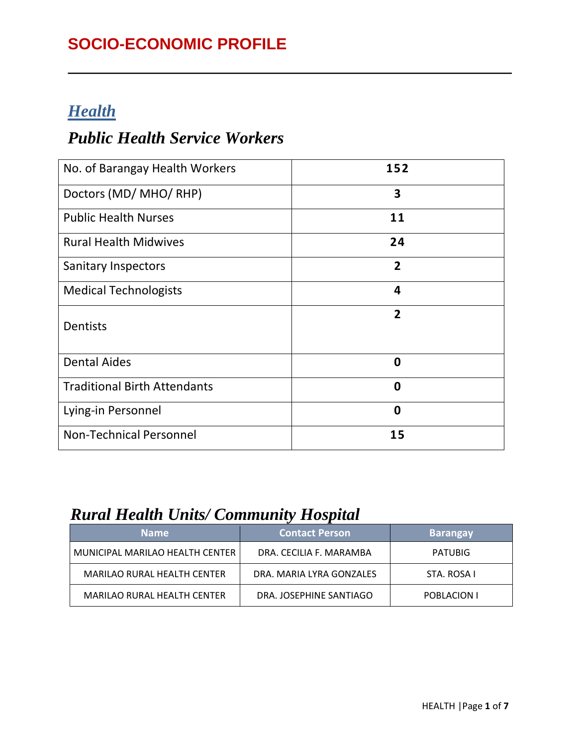# SOCIO-ECONOMIC PROFILE

## *Health*

### *Public Health Service Workers*

| | |
|---|---|
| No. of Barangay Health Workers | **152** |
| Doctors (MD/ MHO/ RHP) | **3** |
| Public Health Nurses | **11** |
| Rural Health Midwives | **24** |
| Sanitary Inspectors | **2** |
| Medical Technologists | **4** |
| Dentists | **2** |
| Dental Aides | **0** |
| Traditional Birth Attendants | **0** |
| Lying-in Personnel | **0** |
| Non-Technical Personnel | **15** |

### *Rural Health Units/ Community Hospital*

| Name | Contact Person | Barangay |
|---|---|---|
| MUNICIPAL MARILAO HEALTH CENTER | DRA. CECILIA F. MARAMBA | PATUBIG |
| MARILAO RURAL HEALTH CENTER | DRA. MARIA LYRA GONZALES | STA. ROSA I |
| MARILAO RURAL HEALTH CENTER | DRA. JOSEPHINE SANTIAGO | POBLACION I |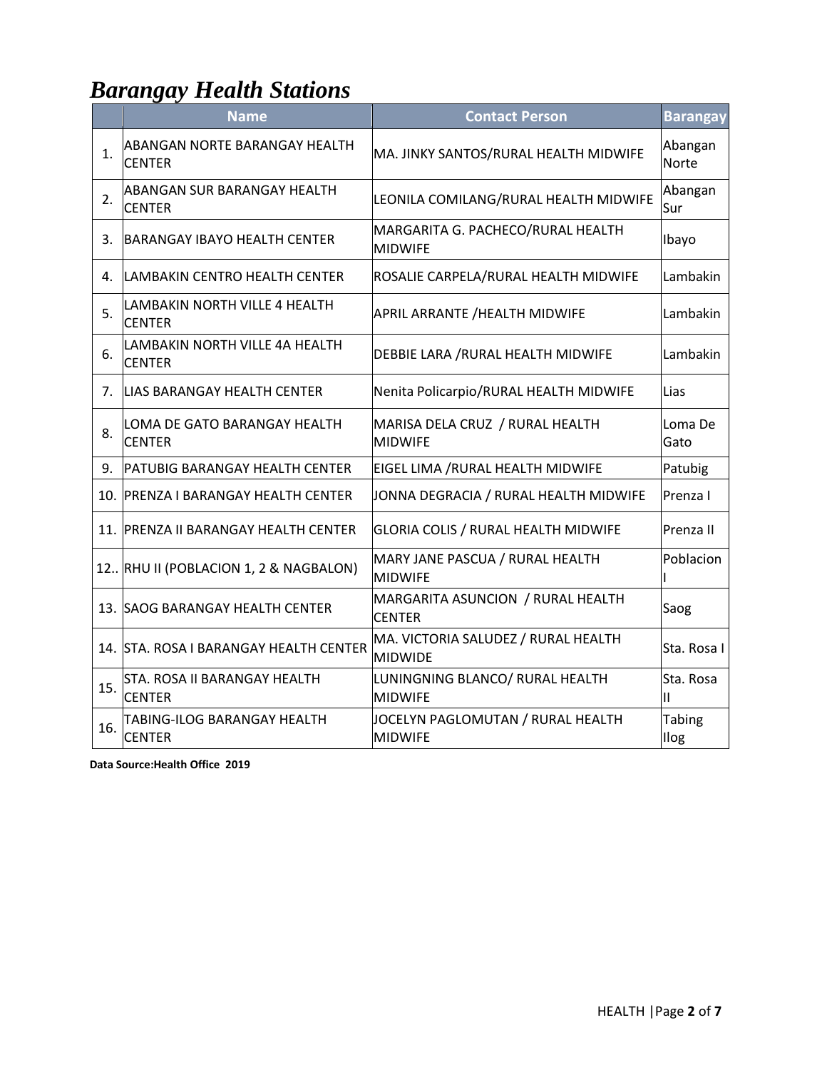# *Barangay Health Stations*

| | Name | Contact Person | Barangay |
|---|---|---|---|
| 1. | ABANGAN NORTE BARANGAY HEALTH CENTER | MA. JINKY SANTOS/RURAL HEALTH MIDWIFE | Abangan Norte |
| 2. | ABANGAN SUR BARANGAY HEALTH CENTER | LEONILA COMILANG/RURAL HEALTH MIDWIFE | Abangan Sur |
| 3. | BARANGAY IBAYO HEALTH CENTER | MARGARITA G. PACHECO/RURAL HEALTH MIDWIFE | Ibayo |
| 4. | LAMBAKIN CENTRO HEALTH CENTER | ROSALIE CARPELA/RURAL HEALTH MIDWIFE | Lambakin |
| 5. | LAMBAKIN NORTH VILLE 4 HEALTH CENTER | APRIL ARRANTE /HEALTH MIDWIFE | Lambakin |
| 6. | LAMBAKIN NORTH VILLE 4A HEALTH CENTER | DEBBIE LARA /RURAL HEALTH MIDWIFE | Lambakin |
| 7. | LIAS BARANGAY HEALTH CENTER | Nenita Policarpio/RURAL HEALTH MIDWIFE | Lias |
| 8. | LOMA DE GATO BARANGAY HEALTH CENTER | MARISA DELA CRUZ / RURAL HEALTH MIDWIFE | Loma De Gato |
| 9. | PATUBIG BARANGAY HEALTH CENTER | EIGEL LIMA /RURAL HEALTH MIDWIFE | Patubig |
| 10. | PRENZA I BARANGAY HEALTH CENTER | JONNA DEGRACIA / RURAL HEALTH MIDWIFE | Prenza I |
| 11. | PRENZA II BARANGAY HEALTH CENTER | GLORIA COLIS / RURAL HEALTH MIDWIFE | Prenza II |
| 12.. | RHU II (POBLACION 1, 2 & NAGBALON) | MARY JANE PASCUA / RURAL HEALTH MIDWIFE | Poblacion I |
| 13. | SAOG BARANGAY HEALTH CENTER | MARGARITA ASUNCION / RURAL HEALTH CENTER | Saog |
| 14. | STA. ROSA I BARANGAY HEALTH CENTER | MA. VICTORIA SALUDEZ / RURAL HEALTH MIDWIDE | Sta. Rosa I |
| 15. | STA. ROSA II BARANGAY HEALTH CENTER | LUNINGNING BLANCO/ RURAL HEALTH MIDWIFE | Sta. Rosa II |
| 16. | TABING-ILOG BARANGAY HEALTH CENTER | JOCELYN PAGLOMUTAN / RURAL HEALTH MIDWIFE | Tabing Ilog |

**Data Source:Health Office 2019**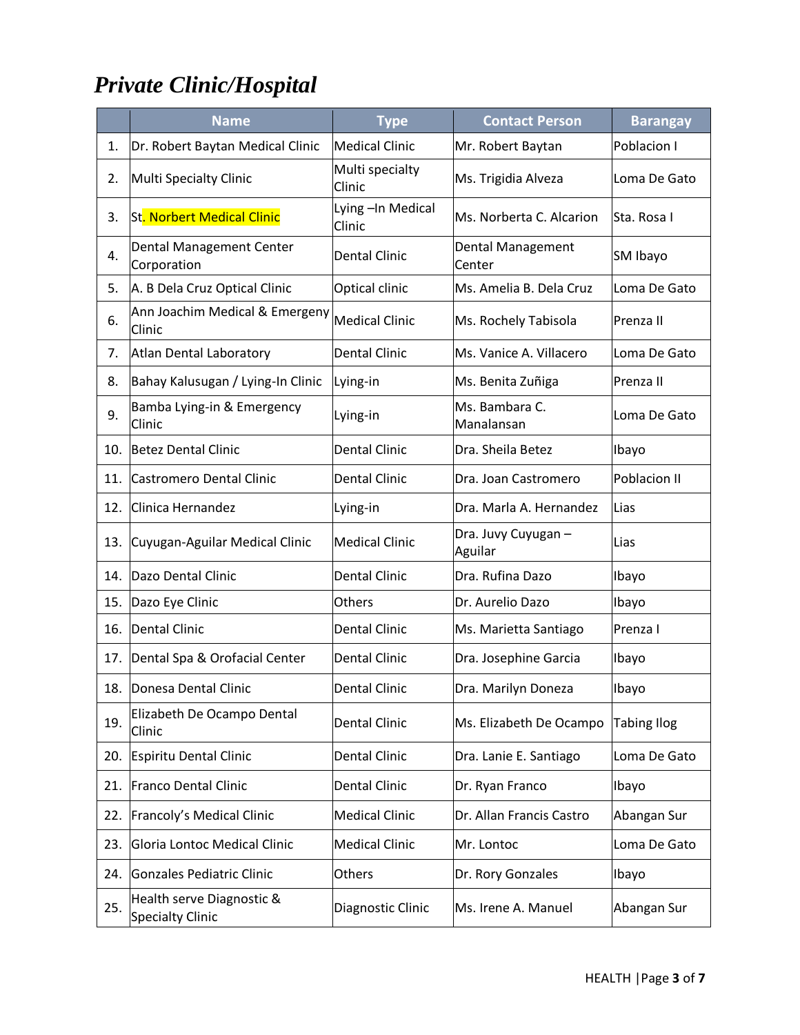## *Private Clinic/Hospital*

| | Name | Type | Contact Person | Barangay |
|---|---|---|---|---|
| 1. | Dr. Robert Baytan Medical Clinic | Medical Clinic | Mr. Robert Baytan | Poblacion I |
| 2. | Multi Specialty Clinic | Multi specialty Clinic | Ms. Trigidia Alveza | Loma De Gato |
| 3. | St. Norbert Medical Clinic | Lying –In Medical Clinic | Ms. Norberta C. Alcarion | Sta. Rosa I |
| 4. | Dental Management Center Corporation | Dental Clinic | Dental Management Center | SM Ibayo |
| 5. | A. B Dela Cruz Optical Clinic | Optical clinic | Ms. Amelia B. Dela Cruz | Loma De Gato |
| 6. | Ann Joachim Medical & Emergeny Clinic | Medical Clinic | Ms. Rochely Tabisola | Prenza II |
| 7. | Atlan Dental Laboratory | Dental Clinic | Ms. Vanice A. Villacero | Loma De Gato |
| 8. | Bahay Kalusugan / Lying-In Clinic | Lying-in | Ms. Benita Zuñiga | Prenza II |
| 9. | Bamba Lying-in & Emergency Clinic | Lying-in | Ms. Bambara C. Manalansan | Loma De Gato |
| 10. | Betez Dental Clinic | Dental Clinic | Dra. Sheila Betez | Ibayo |
| 11. | Castromero Dental Clinic | Dental Clinic | Dra. Joan Castromero | Poblacion II |
| 12. | Clinica Hernandez | Lying-in | Dra. Marla A. Hernandez | Lias |
| 13. | Cuyugan-Aguilar Medical Clinic | Medical Clinic | Dra. Juvy Cuyugan – Aguilar | Lias |
| 14. | Dazo Dental Clinic | Dental Clinic | Dra. Rufina Dazo | Ibayo |
| 15. | Dazo Eye Clinic | Others | Dr. Aurelio Dazo | Ibayo |
| 16. | Dental Clinic | Dental Clinic | Ms. Marietta Santiago | Prenza I |
| 17. | Dental Spa & Orofacial Center | Dental Clinic | Dra. Josephine Garcia | Ibayo |
| 18. | Donesa Dental Clinic | Dental Clinic | Dra. Marilyn Doneza | Ibayo |
| 19. | Elizabeth De Ocampo Dental Clinic | Dental Clinic | Ms. Elizabeth De Ocampo | Tabing Ilog |
| 20. | Espiritu Dental Clinic | Dental Clinic | Dra. Lanie E. Santiago | Loma De Gato |
| 21. | Franco Dental Clinic | Dental Clinic | Dr. Ryan Franco | Ibayo |
| 22. | Francoly's Medical Clinic | Medical Clinic | Dr. Allan Francis Castro | Abangan Sur |
| 23. | Gloria Lontoc Medical Clinic | Medical Clinic | Mr. Lontoc | Loma De Gato |
| 24. | Gonzales Pediatric Clinic | Others | Dr. Rory Gonzales | Ibayo |
| 25. | Health serve Diagnostic & Specialty Clinic | Diagnostic Clinic | Ms. Irene A. Manuel | Abangan Sur |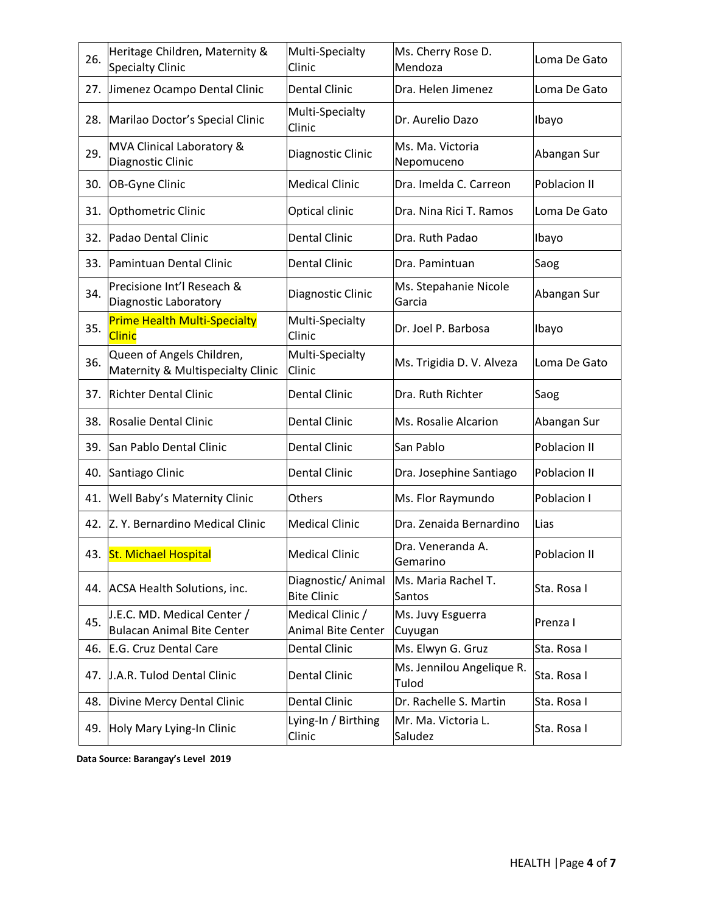| 26. | Heritage Children, Maternity & Specialty Clinic | Multi-Specialty Clinic | Ms. Cherry Rose D. Mendoza | Loma De Gato |
|---|---|---|---|---|
| 27. | Jimenez Ocampo Dental Clinic | Dental Clinic | Dra. Helen Jimenez | Loma De Gato |
| 28. | Marilao Doctor's Special Clinic | Multi-Specialty Clinic | Dr. Aurelio Dazo | Ibayo |
| 29. | MVA Clinical Laboratory & Diagnostic Clinic | Diagnostic Clinic | Ms. Ma. Victoria Nepomuceno | Abangan Sur |
| 30. | OB-Gyne Clinic | Medical Clinic | Dra. Imelda C. Carreon | Poblacion II |
| 31. | Opthometric Clinic | Optical clinic | Dra. Nina Rici T. Ramos | Loma De Gato |
| 32. | Padao Dental Clinic | Dental Clinic | Dra. Ruth Padao | Ibayo |
| 33. | Pamintuan Dental Clinic | Dental Clinic | Dra. Pamintuan | Saog |
| 34. | Precisione Int'l Reseach & Diagnostic Laboratory | Diagnostic Clinic | Ms. Stepahanie Nicole Garcia | Abangan Sur |
| 35. | Prime Health Multi-Specialty Clinic | Multi-Specialty Clinic | Dr. Joel P. Barbosa | Ibayo |
| 36. | Queen of Angels Children, Maternity & Multispecialty Clinic | Multi-Specialty Clinic | Ms. Trigidia D. V. Alveza | Loma De Gato |
| 37. | Richter Dental Clinic | Dental Clinic | Dra. Ruth Richter | Saog |
| 38. | Rosalie Dental Clinic | Dental Clinic | Ms. Rosalie Alcarion | Abangan Sur |
| 39. | San Pablo Dental Clinic | Dental Clinic | San Pablo | Poblacion II |
| 40. | Santiago Clinic | Dental Clinic | Dra. Josephine Santiago | Poblacion II |
| 41. | Well Baby's Maternity Clinic | Others | Ms. Flor Raymundo | Poblacion I |
| 42. | Z. Y. Bernardino Medical Clinic | Medical Clinic | Dra. Zenaida Bernardino | Lias |
| 43. | St. Michael Hospital | Medical Clinic | Dra. Veneranda A. Gemarino | Poblacion II |
| 44. | ACSA Health Solutions, inc. | Diagnostic/ Animal Bite Clinic | Ms. Maria Rachel T. Santos | Sta. Rosa I |
| 45. | J.E.C. MD. Medical Center / Bulacan Animal Bite Center | Medical Clinic / Animal Bite Center | Ms. Juvy Esguerra Cuyugan | Prenza I |
| 46. | E.G. Cruz Dental Care | Dental Clinic | Ms. Elwyn G. Gruz | Sta. Rosa I |
| 47. | J.A.R. Tulod Dental Clinic | Dental Clinic | Ms. Jennilou Angelique R. Tulod | Sta. Rosa I |
| 48. | Divine Mercy Dental Clinic | Dental Clinic | Dr. Rachelle S. Martin | Sta. Rosa I |
| 49. | Holy Mary Lying-In Clinic | Lying-In / Birthing Clinic | Mr. Ma. Victoria L. Saludez | Sta. Rosa I |

**Data Source: Barangay's Level 2019**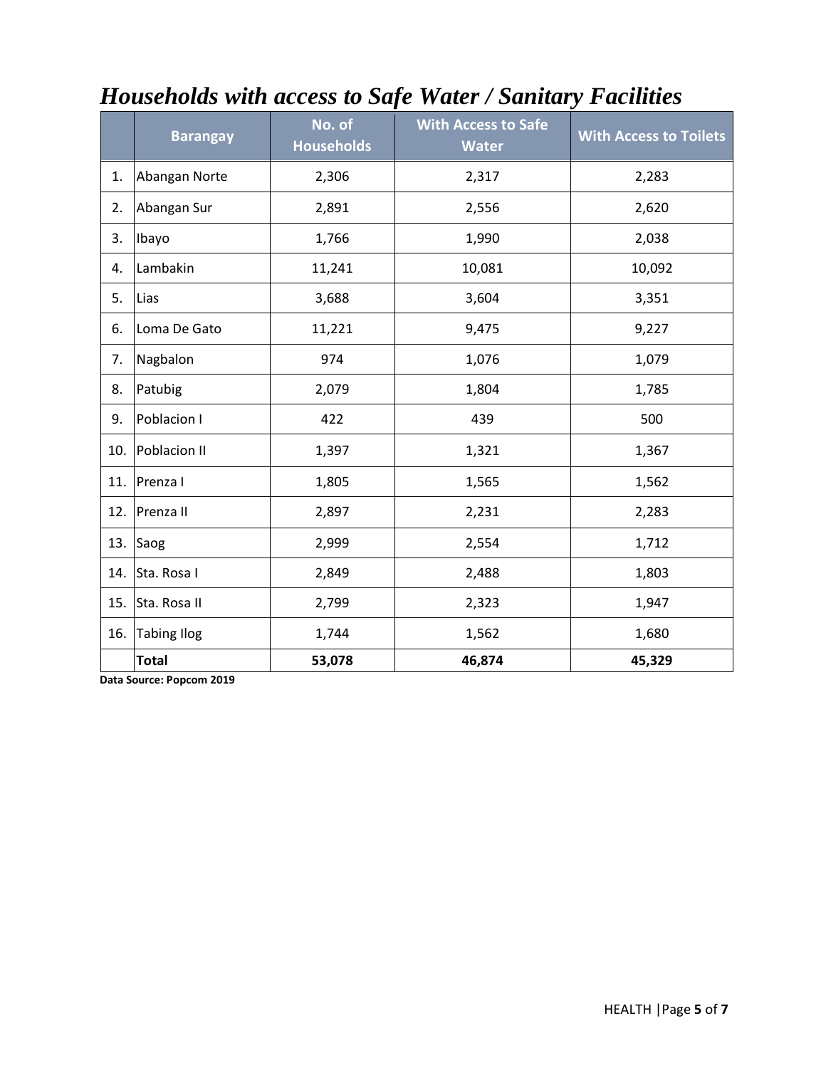# *Households with access to Safe Water / Sanitary Facilities*

| | Barangay | No. of Households | With Access to Safe Water | With Access to Toilets |
|---|---|---|---|---|
| 1. | Abangan Norte | 2,306 | 2,317 | 2,283 |
| 2. | Abangan Sur | 2,891 | 2,556 | 2,620 |
| 3. | Ibayo | 1,766 | 1,990 | 2,038 |
| 4. | Lambakin | 11,241 | 10,081 | 10,092 |
| 5. | Lias | 3,688 | 3,604 | 3,351 |
| 6. | Loma De Gato | 11,221 | 9,475 | 9,227 |
| 7. | Nagbalon | 974 | 1,076 | 1,079 |
| 8. | Patubig | 2,079 | 1,804 | 1,785 |
| 9. | Poblacion I | 422 | 439 | 500 |
| 10. | Poblacion II | 1,397 | 1,321 | 1,367 |
| 11. | Prenza I | 1,805 | 1,565 | 1,562 |
| 12. | Prenza II | 2,897 | 2,231 | 2,283 |
| 13. | Saog | 2,999 | 2,554 | 1,712 |
| 14. | Sta. Rosa I | 2,849 | 2,488 | 1,803 |
| 15. | Sta. Rosa II | 2,799 | 2,323 | 1,947 |
| 16. | Tabing Ilog | 1,744 | 1,562 | 1,680 |
| | **Total** | **53,078** | **46,874** | **45,329** |

**Data Source: Popcom 2019**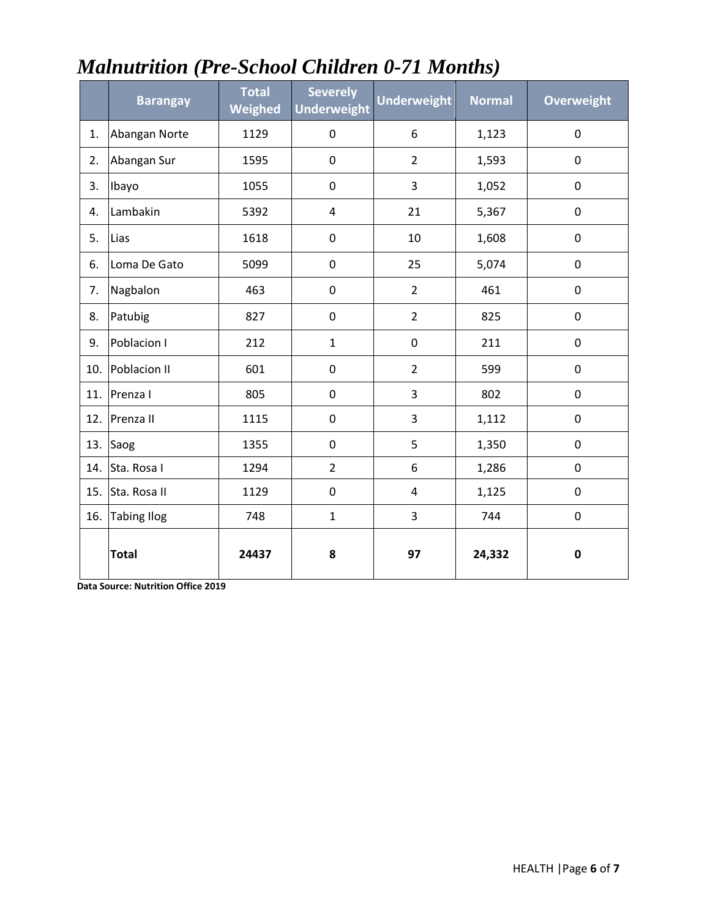## *Malnutrition (Pre-School Children 0-71 Months)*

| | Barangay | Total Weighed | Severely Underweight | Underweight | Normal | Overweight |
|---|---|---|---|---|---|---|
| 1. | Abangan Norte | 1129 | 0 | 6 | 1,123 | 0 |
| 2. | Abangan Sur | 1595 | 0 | 2 | 1,593 | 0 |
| 3. | Ibayo | 1055 | 0 | 3 | 1,052 | 0 |
| 4. | Lambakin | 5392 | 4 | 21 | 5,367 | 0 |
| 5. | Lias | 1618 | 0 | 10 | 1,608 | 0 |
| 6. | Loma De Gato | 5099 | 0 | 25 | 5,074 | 0 |
| 7. | Nagbalon | 463 | 0 | 2 | 461 | 0 |
| 8. | Patubig | 827 | 0 | 2 | 825 | 0 |
| 9. | Poblacion I | 212 | 1 | 0 | 211 | 0 |
| 10. | Poblacion II | 601 | 0 | 2 | 599 | 0 |
| 11. | Prenza I | 805 | 0 | 3 | 802 | 0 |
| 12. | Prenza II | 1115 | 0 | 3 | 1,112 | 0 |
| 13. | Saog | 1355 | 0 | 5 | 1,350 | 0 |
| 14. | Sta. Rosa I | 1294 | 2 | 6 | 1,286 | 0 |
| 15. | Sta. Rosa II | 1129 | 0 | 4 | 1,125 | 0 |
| 16. | Tabing Ilog | 748 | 1 | 3 | 744 | 0 |
| | **Total** | **24437** | **8** | **97** | **24,332** | **0** |

**Data Source: Nutrition Office 2019**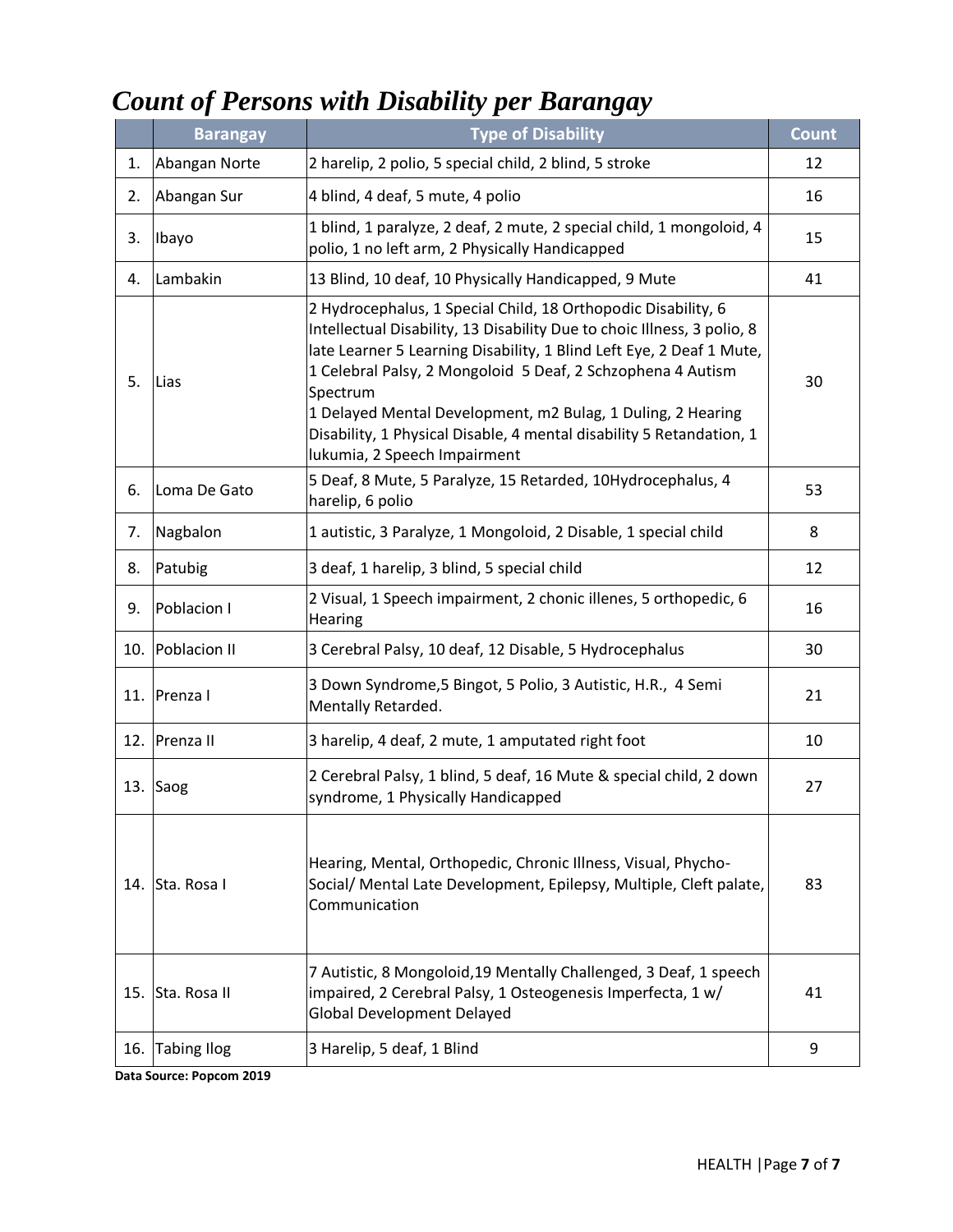# *Count of Persons with Disability per Barangay*

| | Barangay | Type of Disability | Count |
|---|---|---|---|
| 1. | Abangan Norte | 2 harelip, 2 polio, 5 special child, 2 blind, 5 stroke | 12 |
| 2. | Abangan Sur | 4 blind, 4 deaf, 5 mute, 4 polio | 16 |
| 3. | Ibayo | 1 blind, 1 paralyze, 2 deaf, 2 mute, 2 special child, 1 mongoloid, 4 polio, 1 no left arm, 2 Physically Handicapped | 15 |
| 4. | Lambakin | 13 Blind, 10 deaf, 10 Physically Handicapped, 9 Mute | 41 |
| 5. | Lias | 2 Hydrocephalus, 1 Special Child, 18 Orthopodic Disability, 6 Intellectual Disability, 13 Disability Due to choic Illness, 3 polio, 8 late Learner 5 Learning Disability, 1 Blind Left Eye, 2 Deaf 1 Mute, 1 Celebral Palsy, 2 Mongoloid 5 Deaf, 2 Schzophena 4 Autism Spectrum<br>1 Delayed Mental Development, m2 Bulag, 1 Duling, 2 Hearing Disability, 1 Physical Disable, 4 mental disability 5 Retandation, 1 lukumia, 2 Speech Impairment | 30 |
| 6. | Loma De Gato | 5 Deaf, 8 Mute, 5 Paralyze, 15 Retarded, 10Hydrocephalus, 4 harelip, 6 polio | 53 |
| 7. | Nagbalon | 1 autistic, 3 Paralyze, 1 Mongoloid, 2 Disable, 1 special child | 8 |
| 8. | Patubig | 3 deaf, 1 harelip, 3 blind, 5 special child | 12 |
| 9. | Poblacion I | 2 Visual, 1 Speech impairment, 2 chonic illenes, 5 orthopedic, 6 Hearing | 16 |
| 10. | Poblacion II | 3 Cerebral Palsy, 10 deaf, 12 Disable, 5 Hydrocephalus | 30 |
| 11. | Prenza I | 3 Down Syndrome,5 Bingot, 5 Polio, 3 Autistic, H.R., 4 Semi Mentally Retarded. | 21 |
| 12. | Prenza II | 3 harelip, 4 deaf, 2 mute, 1 amputated right foot | 10 |
| 13. | Saog | 2 Cerebral Palsy, 1 blind, 5 deaf, 16 Mute & special child, 2 down syndrome, 1 Physically Handicapped | 27 |
| 14. | Sta. Rosa I | Hearing, Mental, Orthopedic, Chronic Illness, Visual, Phycho-Social/ Mental Late Development, Epilepsy, Multiple, Cleft palate, Communication | 83 |
| 15. | Sta. Rosa II | 7 Autistic, 8 Mongoloid,19 Mentally Challenged, 3 Deaf, 1 speech impaired, 2 Cerebral Palsy, 1 Osteogenesis Imperfecta, 1 w/ Global Development Delayed | 41 |
| 16. | Tabing Ilog | 3 Harelip, 5 deaf, 1 Blind | 9 |

**Data Source: Popcom 2019**